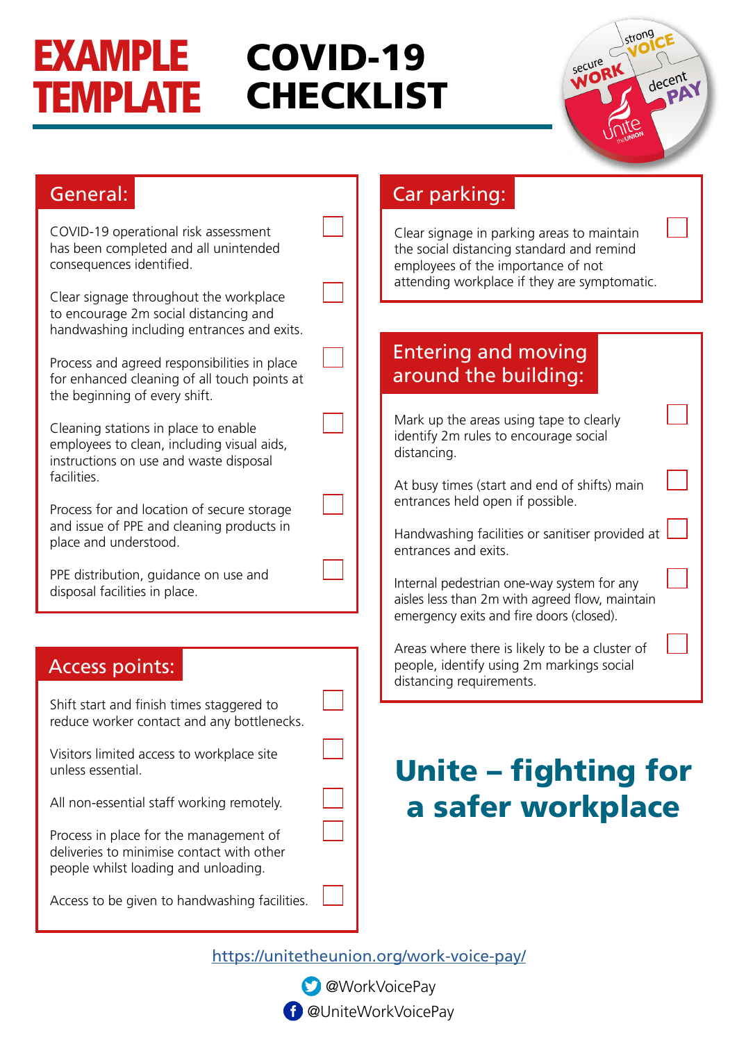# EXAMPLE TEMPLATE COVID-19 CHECKLIST

## General:

- [ ] COVID-19 operational risk assessment has been completed and all unintended consequences identified.
- [ ] Clear signage throughout the workplace to encourage 2m social distancing and handwashing including entrances and exits.
- [ ] Process and agreed responsibilities in place for enhanced cleaning of all touch points at the beginning of every shift.
- [ ] Cleaning stations in place to enable employees to clean, including visual aids, instructions on use and waste disposal facilities.
- [ ] Process for and location of secure storage and issue of PPE and cleaning products in place and understood.
- [ ] PPE distribution, guidance on use and disposal facilities in place.

## Access points:

- [ ] Shift start and finish times staggered to reduce worker contact and any bottlenecks.
- [ ] Visitors limited access to workplace site unless essential.
- [ ] All non-essential staff working remotely.
- [ ] Process in place for the management of deliveries to minimise contact with other people whilst loading and unloading.
- [ ] Access to be given to handwashing facilities.

## Car parking:

- [ ] Clear signage in parking areas to maintain the social distancing standard and remind employees of the importance of not attending workplace if they are symptomatic.

## Entering and moving around the building:

- [ ] Mark up the areas using tape to clearly identify 2m rules to encourage social distancing.
- [ ] At busy times (start and end of shifts) main entrances held open if possible.
- [ ] Handwashing facilities or sanitiser provided at entrances and exits.
- [ ] Internal pedestrian one-way system for any aisles less than 2m with agreed flow, maintain emergency exits and fire doors (closed).
- [ ] Areas where there is likely to be a cluster of people, identify using 2m markings social distancing requirements.

## Unite – fighting for a safer workplace

https://unitetheunion.org/work-voice-pay/

@WorkVoicePay

@UniteWorkVoicePay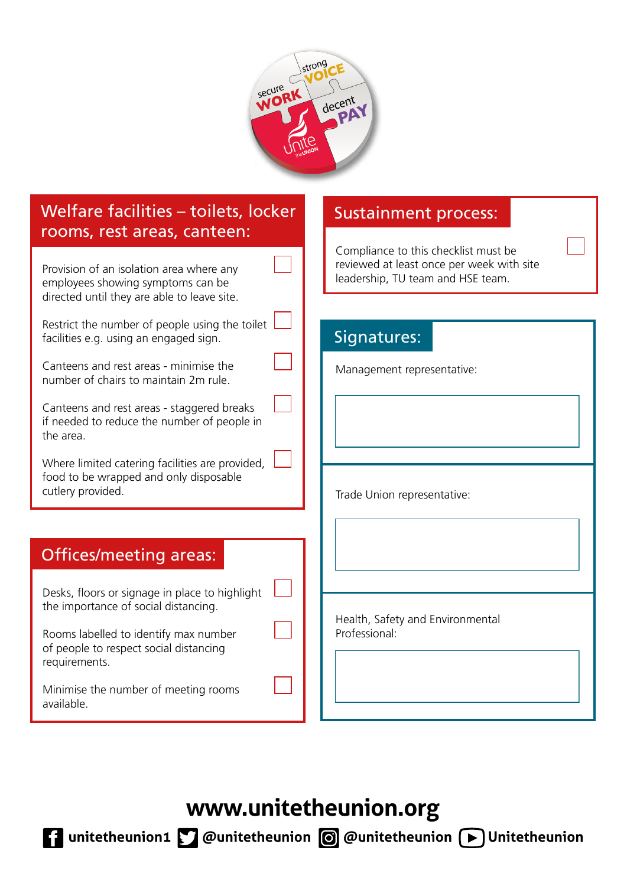## Welfare facilities – toilets, locker rooms, rest areas, canteen:

- [ ] Provision of an isolation area where any employees showing symptoms can be directed until they are able to leave site.
- [ ] Restrict the number of people using the toilet facilities e.g. using an engaged sign.
- [ ] Canteens and rest areas - minimise the number of chairs to maintain 2m rule.
- [ ] Canteens and rest areas - staggered breaks if needed to reduce the number of people in the area.
- [ ] Where limited catering facilities are provided, food to be wrapped and only disposable cutlery provided.

## Offices/meeting areas:

- [ ] Desks, floors or signage in place to highlight the importance of social distancing.
- [ ] Rooms labelled to identify max number of people to respect social distancing requirements.
- [ ] Minimise the number of meeting rooms available.

## Sustainment process:

- [ ] Compliance to this checklist must be reviewed at least once per week with site leadership, TU team and HSE team.

## Signatures:

Management representative:

Trade Union representative:

Health, Safety and Environmental Professional:

**www.unitetheunion.org**

unitetheunion1 @unitetheunion @unitetheunion Unitetheunion